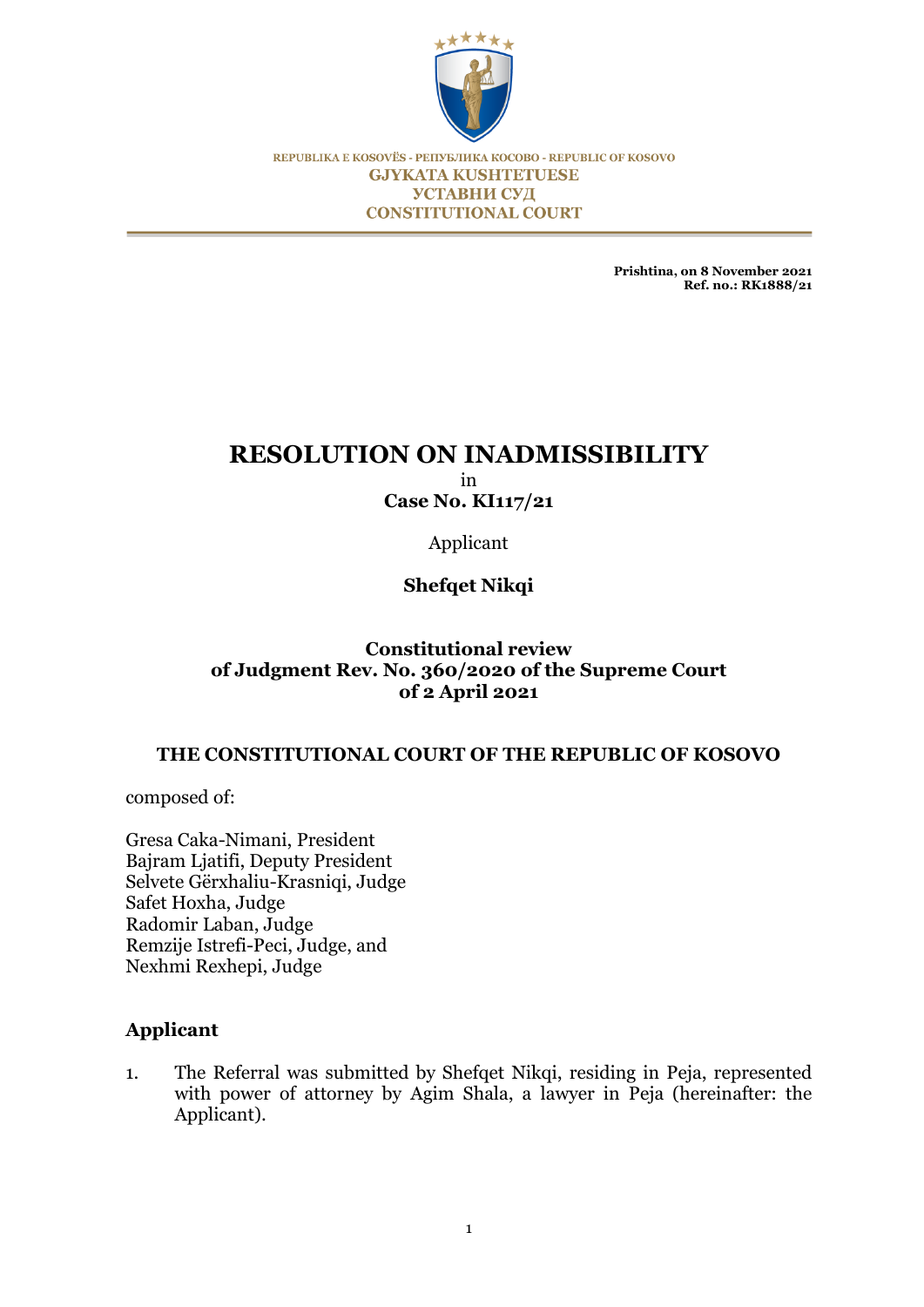REPUBLIKA E KOSOVËS - РЕПУБЛИКА КОСОВО - REPUBLIC OF KOSOVO
GJYKATA KUSHTETUESE
УСТАВНИ СУД
CONSTITUTIONAL COURT

**Prishtina, on 8 November 2021**
**Ref. no.: RK1888/21**

# RESOLUTION ON INADMISSIBILITY

in

**Case No. KI117/21**

Applicant

**Shefqet Nikqi**

**Constitutional review of Judgment Rev. No. 360/2020 of the Supreme Court of 2 April 2021**

**THE CONSTITUTIONAL COURT OF THE REPUBLIC OF KOSOVO**

composed of:

Gresa Caka-Nimani, President
Bajram Ljatifi, Deputy President
Selvete Gërxhaliu-Krasniqi, Judge
Safet Hoxha, Judge
Radomir Laban, Judge
Remzije Istrefi-Peci, Judge, and
Nexhmi Rexhepi, Judge

## Applicant

1. The Referral was submitted by Shefqet Nikqi, residing in Peja, represented with power of attorney by Agim Shala, a lawyer in Peja (hereinafter: the Applicant).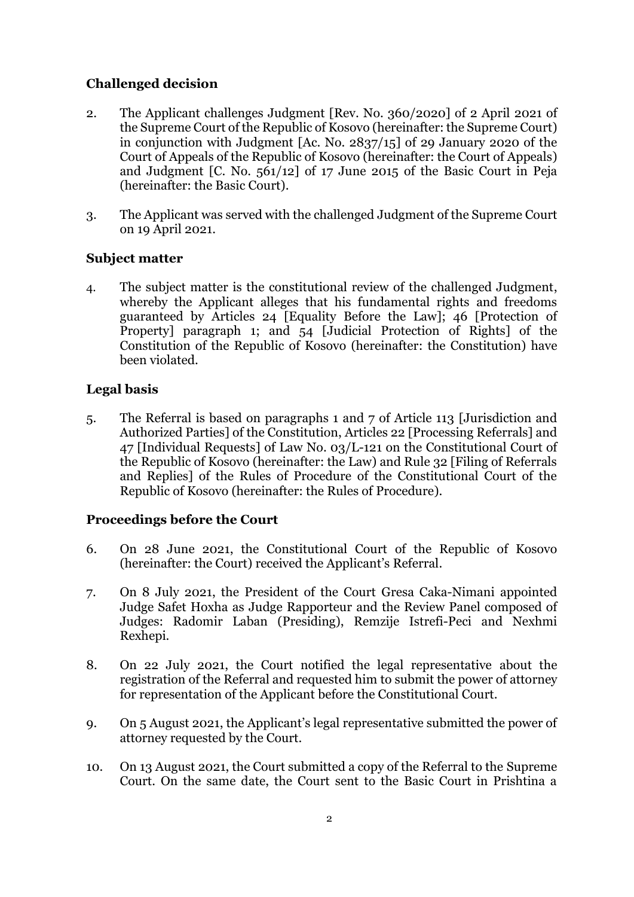### Challenged decision

2. The Applicant challenges Judgment [Rev. No. 360/2020] of 2 April 2021 of the Supreme Court of the Republic of Kosovo (hereinafter: the Supreme Court) in conjunction with Judgment [Ac. No. 2837/15] of 29 January 2020 of the Court of Appeals of the Republic of Kosovo (hereinafter: the Court of Appeals) and Judgment [C. No. 561/12] of 17 June 2015 of the Basic Court in Peja (hereinafter: the Basic Court).

3. The Applicant was served with the challenged Judgment of the Supreme Court on 19 April 2021.

### Subject matter

4. The subject matter is the constitutional review of the challenged Judgment, whereby the Applicant alleges that his fundamental rights and freedoms guaranteed by Articles 24 [Equality Before the Law]; 46 [Protection of Property] paragraph 1; and 54 [Judicial Protection of Rights] of the Constitution of the Republic of Kosovo (hereinafter: the Constitution) have been violated.

### Legal basis

5. The Referral is based on paragraphs 1 and 7 of Article 113 [Jurisdiction and Authorized Parties] of the Constitution, Articles 22 [Processing Referrals] and 47 [Individual Requests] of Law No. 03/L-121 on the Constitutional Court of the Republic of Kosovo (hereinafter: the Law) and Rule 32 [Filing of Referrals and Replies] of the Rules of Procedure of the Constitutional Court of the Republic of Kosovo (hereinafter: the Rules of Procedure).

### Proceedings before the Court

6. On 28 June 2021, the Constitutional Court of the Republic of Kosovo (hereinafter: the Court) received the Applicant's Referral.

7. On 8 July 2021, the President of the Court Gresa Caka-Nimani appointed Judge Safet Hoxha as Judge Rapporteur and the Review Panel composed of Judges: Radomir Laban (Presiding), Remzije Istrefi-Peci and Nexhmi Rexhepi.

8. On 22 July 2021, the Court notified the legal representative about the registration of the Referral and requested him to submit the power of attorney for representation of the Applicant before the Constitutional Court.

9. On 5 August 2021, the Applicant's legal representative submitted the power of attorney requested by the Court.

10. On 13 August 2021, the Court submitted a copy of the Referral to the Supreme Court. On the same date, the Court sent to the Basic Court in Prishtina a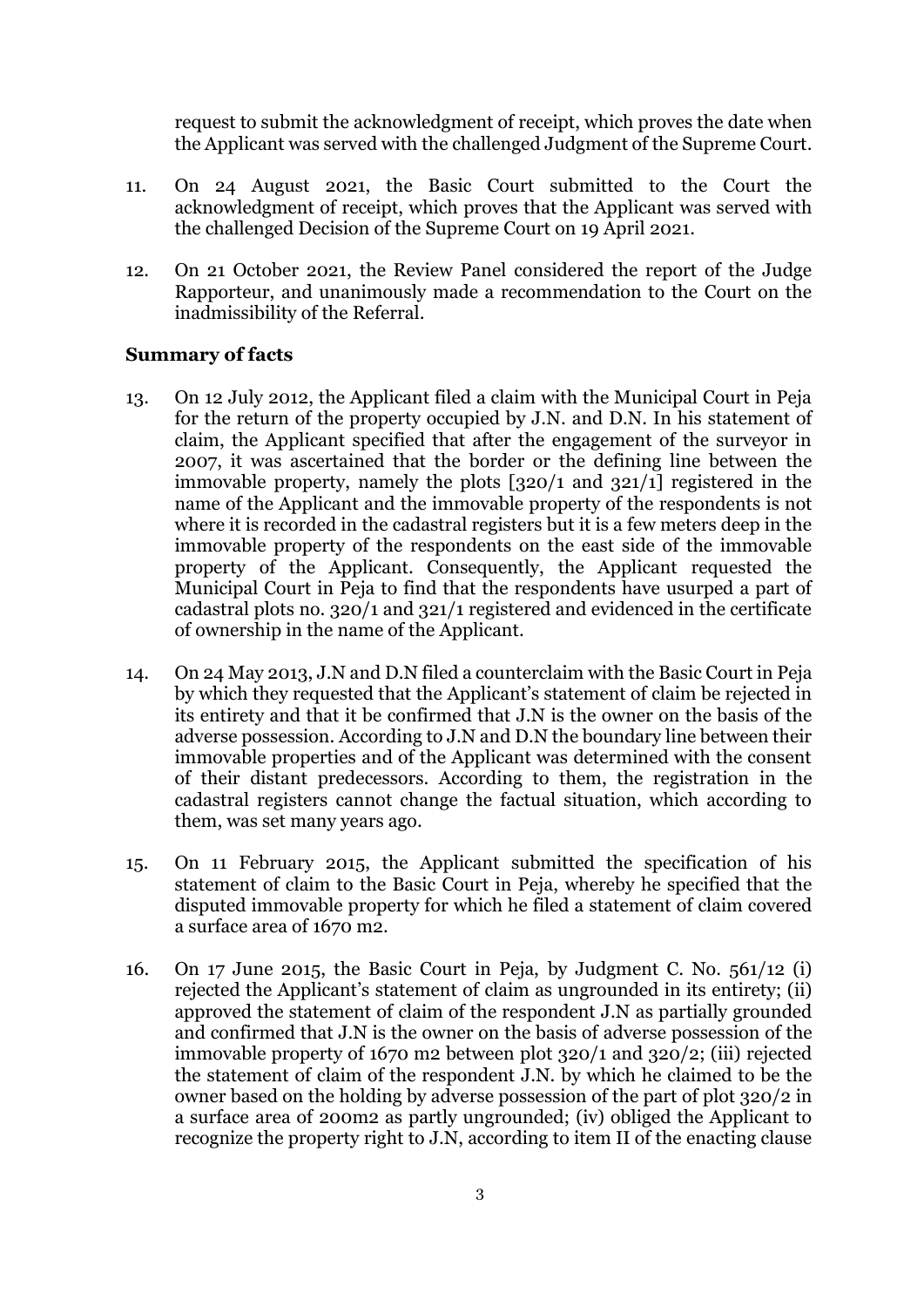request to submit the acknowledgment of receipt, which proves the date when the Applicant was served with the challenged Judgment of the Supreme Court.

11. On 24 August 2021, the Basic Court submitted to the Court the acknowledgment of receipt, which proves that the Applicant was served with the challenged Decision of the Supreme Court on 19 April 2021.

12. On 21 October 2021, the Review Panel considered the report of the Judge Rapporteur, and unanimously made a recommendation to the Court on the inadmissibility of the Referral.

### Summary of facts

13. On 12 July 2012, the Applicant filed a claim with the Municipal Court in Peja for the return of the property occupied by J.N. and D.N. In his statement of claim, the Applicant specified that after the engagement of the surveyor in 2007, it was ascertained that the border or the defining line between the immovable property, namely the plots [320/1 and 321/1] registered in the name of the Applicant and the immovable property of the respondents is not where it is recorded in the cadastral registers but it is a few meters deep in the immovable property of the respondents on the east side of the immovable property of the Applicant. Consequently, the Applicant requested the Municipal Court in Peja to find that the respondents have usurped a part of cadastral plots no. 320/1 and 321/1 registered and evidenced in the certificate of ownership in the name of the Applicant.

14. On 24 May 2013, J.N and D.N filed a counterclaim with the Basic Court in Peja by which they requested that the Applicant's statement of claim be rejected in its entirety and that it be confirmed that J.N is the owner on the basis of the adverse possession. According to J.N and D.N the boundary line between their immovable properties and of the Applicant was determined with the consent of their distant predecessors. According to them, the registration in the cadastral registers cannot change the factual situation, which according to them, was set many years ago.

15. On 11 February 2015, the Applicant submitted the specification of his statement of claim to the Basic Court in Peja, whereby he specified that the disputed immovable property for which he filed a statement of claim covered a surface area of 1670 m2.

16. On 17 June 2015, the Basic Court in Peja, by Judgment C. No. 561/12 (i) rejected the Applicant's statement of claim as ungrounded in its entirety; (ii) approved the statement of claim of the respondent J.N as partially grounded and confirmed that J.N is the owner on the basis of adverse possession of the immovable property of 1670 m2 between plot 320/1 and 320/2; (iii) rejected the statement of claim of the respondent J.N. by which he claimed to be the owner based on the holding by adverse possession of the part of plot 320/2 in a surface area of 200m2 as partly ungrounded; (iv) obliged the Applicant to recognize the property right to J.N, according to item II of the enacting clause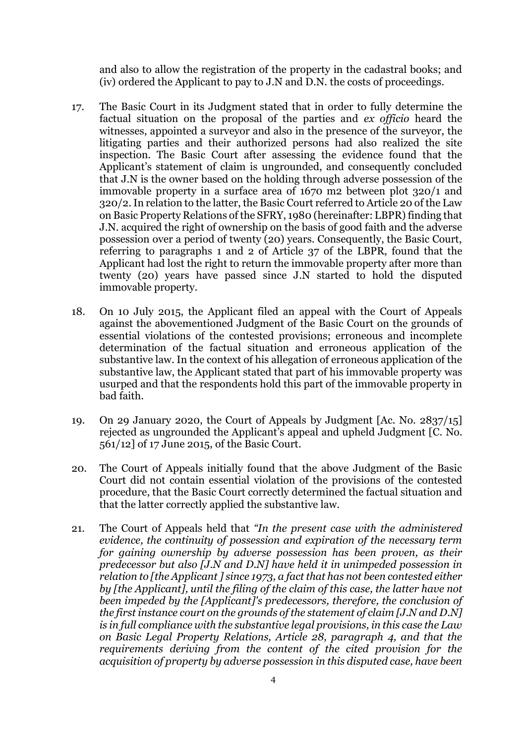and also to allow the registration of the property in the cadastral books; and (iv) ordered the Applicant to pay to J.N and D.N. the costs of proceedings.

17. The Basic Court in its Judgment stated that in order to fully determine the factual situation on the proposal of the parties and *ex officio* heard the witnesses, appointed a surveyor and also in the presence of the surveyor, the litigating parties and their authorized persons had also realized the site inspection. The Basic Court after assessing the evidence found that the Applicant's statement of claim is ungrounded, and consequently concluded that J.N is the owner based on the holding through adverse possession of the immovable property in a surface area of 1670 m2 between plot 320/1 and 320/2. In relation to the latter, the Basic Court referred to Article 20 of the Law on Basic Property Relations of the SFRY, 1980 (hereinafter: LBPR) finding that J.N. acquired the right of ownership on the basis of good faith and the adverse possession over a period of twenty (20) years. Consequently, the Basic Court, referring to paragraphs 1 and 2 of Article 37 of the LBPR, found that the Applicant had lost the right to return the immovable property after more than twenty (20) years have passed since J.N started to hold the disputed immovable property.

18. On 10 July 2015, the Applicant filed an appeal with the Court of Appeals against the abovementioned Judgment of the Basic Court on the grounds of essential violations of the contested provisions; erroneous and incomplete determination of the factual situation and erroneous application of the substantive law. In the context of his allegation of erroneous application of the substantive law, the Applicant stated that part of his immovable property was usurped and that the respondents hold this part of the immovable property in bad faith.

19. On 29 January 2020, the Court of Appeals by Judgment [Ac. No. 2837/15] rejected as ungrounded the Applicant's appeal and upheld Judgment [C. No. 561/12] of 17 June 2015, of the Basic Court.

20. The Court of Appeals initially found that the above Judgment of the Basic Court did not contain essential violation of the provisions of the contested procedure, that the Basic Court correctly determined the factual situation and that the latter correctly applied the substantive law.

21. The Court of Appeals held that *"In the present case with the administered evidence, the continuity of possession and expiration of the necessary term for gaining ownership by adverse possession has been proven, as their predecessor but also [J.N and D.N] have held it in unimpeded possession in relation to [the Applicant ] since 1973, a fact that has not been contested either by [the Applicant], until the filing of the claim of this case, the latter have not been impeded by the [Applicant]'s predecessors, therefore, the conclusion of the first instance court on the grounds of the statement of claim [J.N and D.N] is in full compliance with the substantive legal provisions, in this case the Law on Basic Legal Property Relations, Article 28, paragraph 4, and that the requirements deriving from the content of the cited provision for the acquisition of property by adverse possession in this disputed case, have been*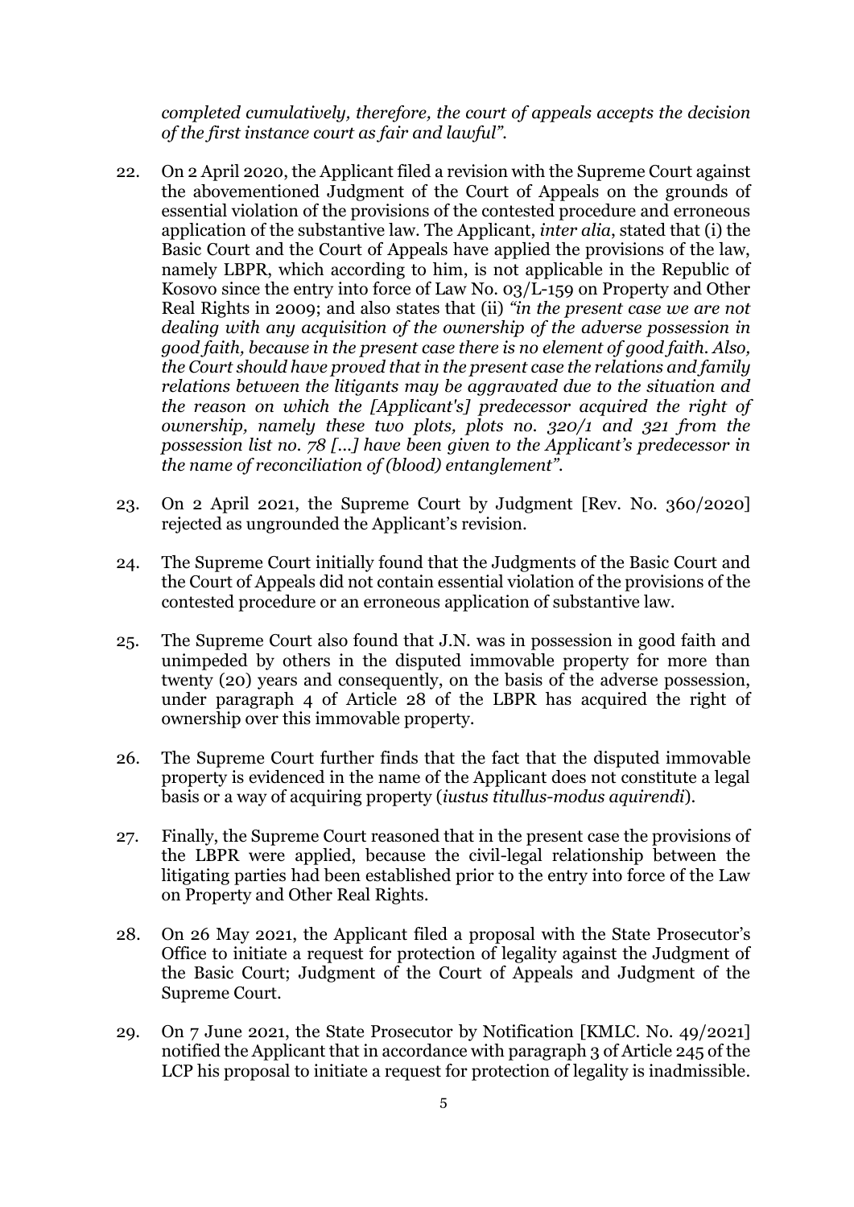*completed cumulatively, therefore, the court of appeals accepts the decision of the first instance court as fair and lawful".*

22. On 2 April 2020, the Applicant filed a revision with the Supreme Court against the abovementioned Judgment of the Court of Appeals on the grounds of essential violation of the provisions of the contested procedure and erroneous application of the substantive law. The Applicant, *inter alia*, stated that (i) the Basic Court and the Court of Appeals have applied the provisions of the law, namely LBPR, which according to him, is not applicable in the Republic of Kosovo since the entry into force of Law No. 03/L-159 on Property and Other Real Rights in 2009; and also states that (ii) *"in the present case we are not dealing with any acquisition of the ownership of the adverse possession in good faith, because in the present case there is no element of good faith. Also, the Court should have proved that in the present case the relations and family relations between the litigants may be aggravated due to the situation and the reason on which the [Applicant's] predecessor acquired the right of ownership, namely these two plots, plots no. 320/1 and 321 from the possession list no. 78 [...] have been given to the Applicant's predecessor in the name of reconciliation of (blood) entanglement".*

23. On 2 April 2021, the Supreme Court by Judgment [Rev. No. 360/2020] rejected as ungrounded the Applicant's revision.

24. The Supreme Court initially found that the Judgments of the Basic Court and the Court of Appeals did not contain essential violation of the provisions of the contested procedure or an erroneous application of substantive law.

25. The Supreme Court also found that J.N. was in possession in good faith and unimpeded by others in the disputed immovable property for more than twenty (20) years and consequently, on the basis of the adverse possession, under paragraph 4 of Article 28 of the LBPR has acquired the right of ownership over this immovable property.

26. The Supreme Court further finds that the fact that the disputed immovable property is evidenced in the name of the Applicant does not constitute a legal basis or a way of acquiring property (*iustus titullus-modus aquirendi*).

27. Finally, the Supreme Court reasoned that in the present case the provisions of the LBPR were applied, because the civil-legal relationship between the litigating parties had been established prior to the entry into force of the Law on Property and Other Real Rights.

28. On 26 May 2021, the Applicant filed a proposal with the State Prosecutor's Office to initiate a request for protection of legality against the Judgment of the Basic Court; Judgment of the Court of Appeals and Judgment of the Supreme Court.

29. On 7 June 2021, the State Prosecutor by Notification [KMLC. No. 49/2021] notified the Applicant that in accordance with paragraph 3 of Article 245 of the LCP his proposal to initiate a request for protection of legality is inadmissible.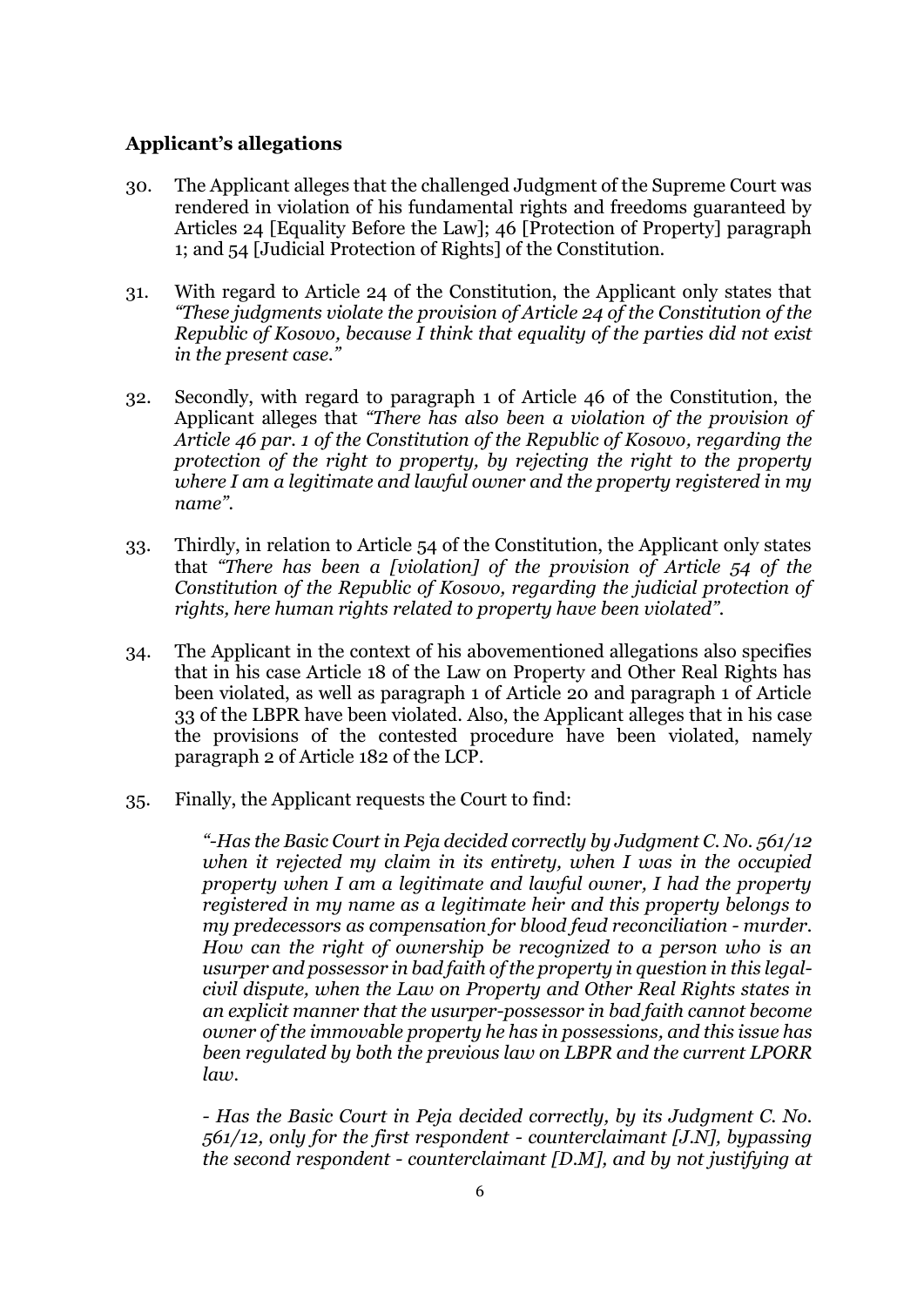**Applicant's allegations**

30. The Applicant alleges that the challenged Judgment of the Supreme Court was rendered in violation of his fundamental rights and freedoms guaranteed by Articles 24 [Equality Before the Law]; 46 [Protection of Property] paragraph 1; and 54 [Judicial Protection of Rights] of the Constitution.

31. With regard to Article 24 of the Constitution, the Applicant only states that *"These judgments violate the provision of Article 24 of the Constitution of the Republic of Kosovo, because I think that equality of the parties did not exist in the present case."*

32. Secondly, with regard to paragraph 1 of Article 46 of the Constitution, the Applicant alleges that *"There has also been a violation of the provision of Article 46 par. 1 of the Constitution of the Republic of Kosovo, regarding the protection of the right to property, by rejecting the right to the property where I am a legitimate and lawful owner and the property registered in my name"*.

33. Thirdly, in relation to Article 54 of the Constitution, the Applicant only states that *"There has been a [violation] of the provision of Article 54 of the Constitution of the Republic of Kosovo, regarding the judicial protection of rights, here human rights related to property have been violated"*.

34. The Applicant in the context of his abovementioned allegations also specifies that in his case Article 18 of the Law on Property and Other Real Rights has been violated, as well as paragraph 1 of Article 20 and paragraph 1 of Article 33 of the LBPR have been violated. Also, the Applicant alleges that in his case the provisions of the contested procedure have been violated, namely paragraph 2 of Article 182 of the LCP.

35. Finally, the Applicant requests the Court to find:

*"-Has the Basic Court in Peja decided correctly by Judgment C. No. 561/12 when it rejected my claim in its entirety, when I was in the occupied property when I am a legitimate and lawful owner, I had the property registered in my name as a legitimate heir and this property belongs to my predecessors as compensation for blood feud reconciliation - murder. How can the right of ownership be recognized to a person who is an usurper and possessor in bad faith of the property in question in this legal-civil dispute, when the Law on Property and Other Real Rights states in an explicit manner that the usurper-possessor in bad faith cannot become owner of the immovable property he has in possessions, and this issue has been regulated by both the previous law on LBPR and the current LPORR law.*

*- Has the Basic Court in Peja decided correctly, by its Judgment C. No. 561/12, only for the first respondent - counterclaimant [J.N], bypassing the second respondent - counterclaimant [D.M], and by not justifying at*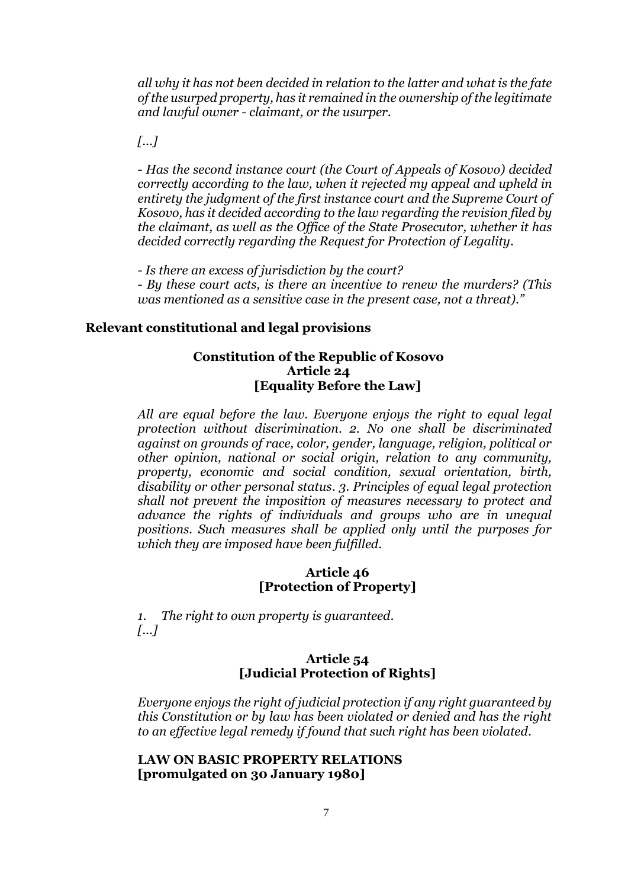*all why it has not been decided in relation to the latter and what is the fate of the usurped property, has it remained in the ownership of the legitimate and lawful owner - claimant, or the usurper.*

*[...]*

*- Has the second instance court (the Court of Appeals of Kosovo) decided correctly according to the law, when it rejected my appeal and upheld in entirety the judgment of the first instance court and the Supreme Court of Kosovo, has it decided according to the law regarding the revision filed by the claimant, as well as the Office of the State Prosecutor, whether it has decided correctly regarding the Request for Protection of Legality.*

*- Is there an excess of jurisdiction by the court?*
*- By these court acts, is there an incentive to renew the murders? (This was mentioned as a sensitive case in the present case, not a threat)."*

## Relevant constitutional and legal provisions

**Constitution of the Republic of Kosovo**
**Article 24**
**[Equality Before the Law]**

*All are equal before the law. Everyone enjoys the right to equal legal protection without discrimination. 2. No one shall be discriminated against on grounds of race, color, gender, language, religion, political or other opinion, national or social origin, relation to any community, property, economic and social condition, sexual orientation, birth, disability or other personal status. 3. Principles of equal legal protection shall not prevent the imposition of measures necessary to protect and advance the rights of individuals and groups who are in unequal positions. Such measures shall be applied only until the purposes for which they are imposed have been fulfilled.*

**Article 46**
**[Protection of Property]**

*1. The right to own property is guaranteed.*
*[...]*

**Article 54**
**[Judicial Protection of Rights]**

*Everyone enjoys the right of judicial protection if any right guaranteed by this Constitution or by law has been violated or denied and has the right to an effective legal remedy if found that such right has been violated.*

**LAW ON BASIC PROPERTY RELATIONS**
**[promulgated on 30 January 1980]**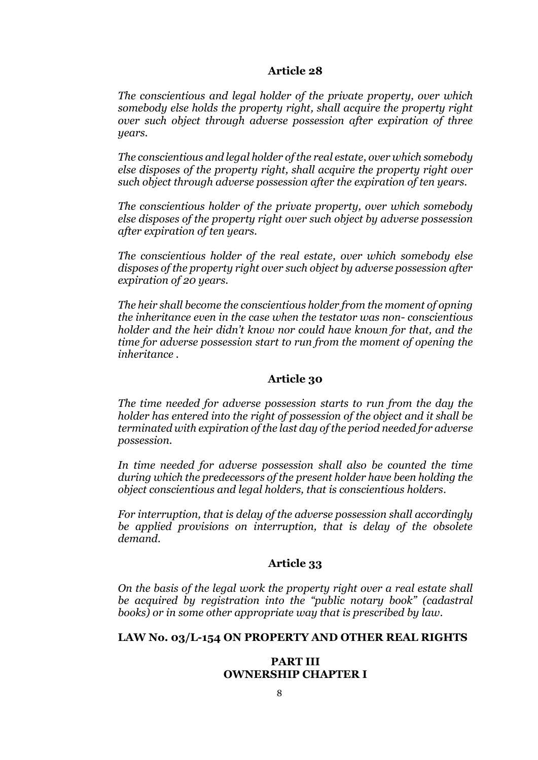### Article 28

*The conscientious and legal holder of the private property, over which somebody else holds the property right, shall acquire the property right over such object through adverse possession after expiration of three years.*

*The conscientious and legal holder of the real estate, over which somebody else disposes of the property right, shall acquire the property right over such object through adverse possession after the expiration of ten years.*

*The conscientious holder of the private property, over which somebody else disposes of the property right over such object by adverse possession after expiration of ten years.*

*The conscientious holder of the real estate, over which somebody else disposes of the property right over such object by adverse possession after expiration of 20 years.*

*The heir shall become the conscientious holder from the moment of opning the inheritance even in the case when the testator was non- conscientious holder and the heir didn't know nor could have known for that, and the time for adverse possession start to run from the moment of opening the inheritance .*

### Article 30

*The time needed for adverse possession starts to run from the day the holder has entered into the right of possession of the object and it shall be terminated with expiration of the last day of the period needed for adverse possession.*

*In time needed for adverse possession shall also be counted the time during which the predecessors of the present holder have been holding the object conscientious and legal holders, that is conscientious holders.*

*For interruption, that is delay of the adverse possession shall accordingly be applied provisions on interruption, that is delay of the obsolete demand.*

### Article 33

*On the basis of the legal work the property right over a real estate shall be acquired by registration into the "public notary book" (cadastral books) or in some other appropriate way that is prescribed by law.*

## LAW No. 03/L-154 ON PROPERTY AND OTHER REAL RIGHTS

### PART III
### OWNERSHIP CHAPTER I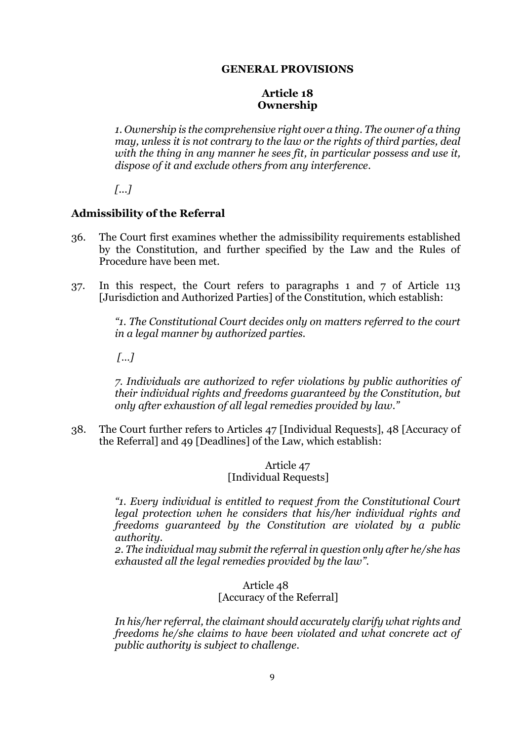**GENERAL PROVISIONS**

**Article 18**
**Ownership**

> *1. Ownership is the comprehensive right over a thing. The owner of a thing may, unless it is not contrary to the law or the rights of third parties, deal with the thing in any manner he sees fit, in particular possess and use it, dispose of it and exclude others from any interference.*
>
> *[...]*

### Admissibility of the Referral

36. The Court first examines whether the admissibility requirements established by the Constitution, and further specified by the Law and the Rules of Procedure have been met.

37. In this respect, the Court refers to paragraphs 1 and 7 of Article 113 [Jurisdiction and Authorized Parties] of the Constitution, which establish:

> *"1. The Constitutional Court decides only on matters referred to the court in a legal manner by authorized parties.*
>
> *[...]*
>
> *7. Individuals are authorized to refer violations by public authorities of their individual rights and freedoms guaranteed by the Constitution, but only after exhaustion of all legal remedies provided by law."*

38. The Court further refers to Articles 47 [Individual Requests], 48 [Accuracy of the Referral] and 49 [Deadlines] of the Law, which establish:

Article 47
[Individual Requests]

> *"1. Every individual is entitled to request from the Constitutional Court legal protection when he considers that his/her individual rights and freedoms guaranteed by the Constitution are violated by a public authority.*
> *2. The individual may submit the referral in question only after he/she has exhausted all the legal remedies provided by the law".*

Article 48
[Accuracy of the Referral]

> *In his/her referral, the claimant should accurately clarify what rights and freedoms he/she claims to have been violated and what concrete act of public authority is subject to challenge.*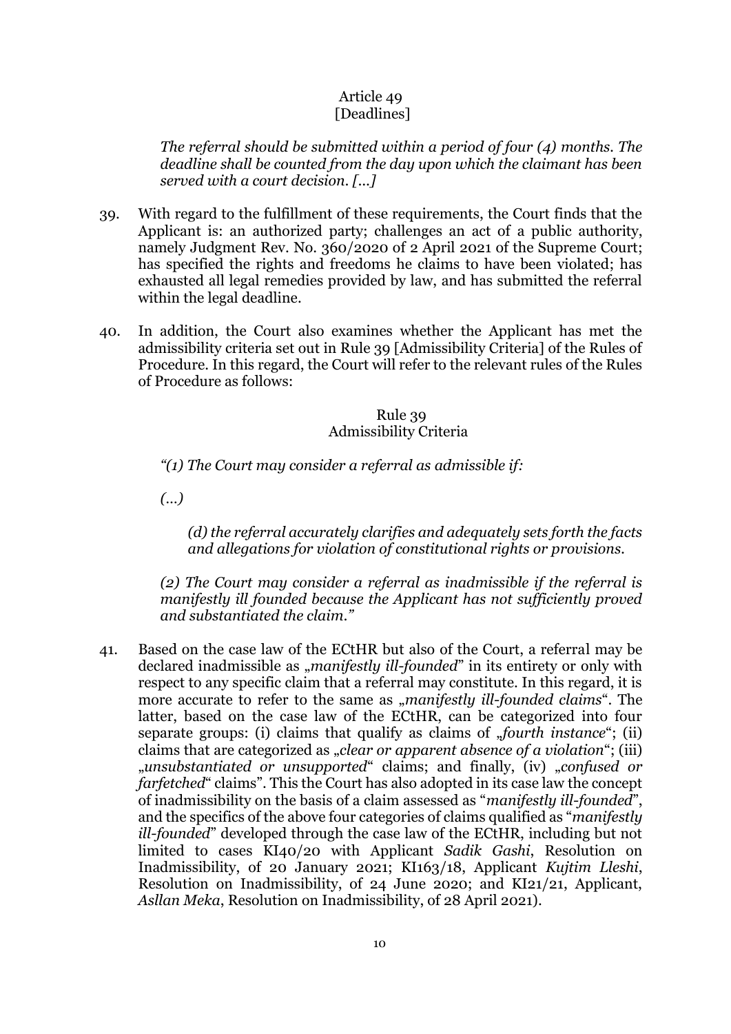Article 49
[Deadlines]

*The referral should be submitted within a period of four (4) months. The deadline shall be counted from the day upon which the claimant has been served with a court decision. [...]*

39. With regard to the fulfillment of these requirements, the Court finds that the Applicant is: an authorized party; challenges an act of a public authority, namely Judgment Rev. No. 360/2020 of 2 April 2021 of the Supreme Court; has specified the rights and freedoms he claims to have been violated; has exhausted all legal remedies provided by law, and has submitted the referral within the legal deadline.

40. In addition, the Court also examines whether the Applicant has met the admissibility criteria set out in Rule 39 [Admissibility Criteria] of the Rules of Procedure. In this regard, the Court will refer to the relevant rules of the Rules of Procedure as follows:

Rule 39
Admissibility Criteria

*"(1) The Court may consider a referral as admissible if:*

*(...)*

*(d) the referral accurately clarifies and adequately sets forth the facts and allegations for violation of constitutional rights or provisions.*

*(2) The Court may consider a referral as inadmissible if the referral is manifestly ill founded because the Applicant has not sufficiently proved and substantiated the claim."*

41. Based on the case law of the ECtHR but also of the Court, a referral may be declared inadmissible as „*manifestly ill-founded*" in its entirety or only with respect to any specific claim that a referral may constitute. In this regard, it is more accurate to refer to the same as „*manifestly ill-founded claims*". The latter, based on the case law of the ECtHR, can be categorized into four separate groups: (i) claims that qualify as claims of „*fourth instance*"; (ii) claims that are categorized as „*clear or apparent absence of a violation*"; (iii) „*unsubstantiated or unsupported*" claims; and finally, (iv) „*confused or farfetched*" claims". This the Court has also adopted in its case law the concept of inadmissibility on the basis of a claim assessed as "*manifestly ill-founded*", and the specifics of the above four categories of claims qualified as "*manifestly ill-founded*" developed through the case law of the ECtHR, including but not limited to cases KI40/20 with Applicant *Sadik Gashi*, Resolution on Inadmissibility, of 20 January 2021; KI163/18, Applicant *Kujtim Lleshi*, Resolution on Inadmissibility, of 24 June 2020; and KI21/21, Applicant, *Asllan Meka*, Resolution on Inadmissibility, of 28 April 2021).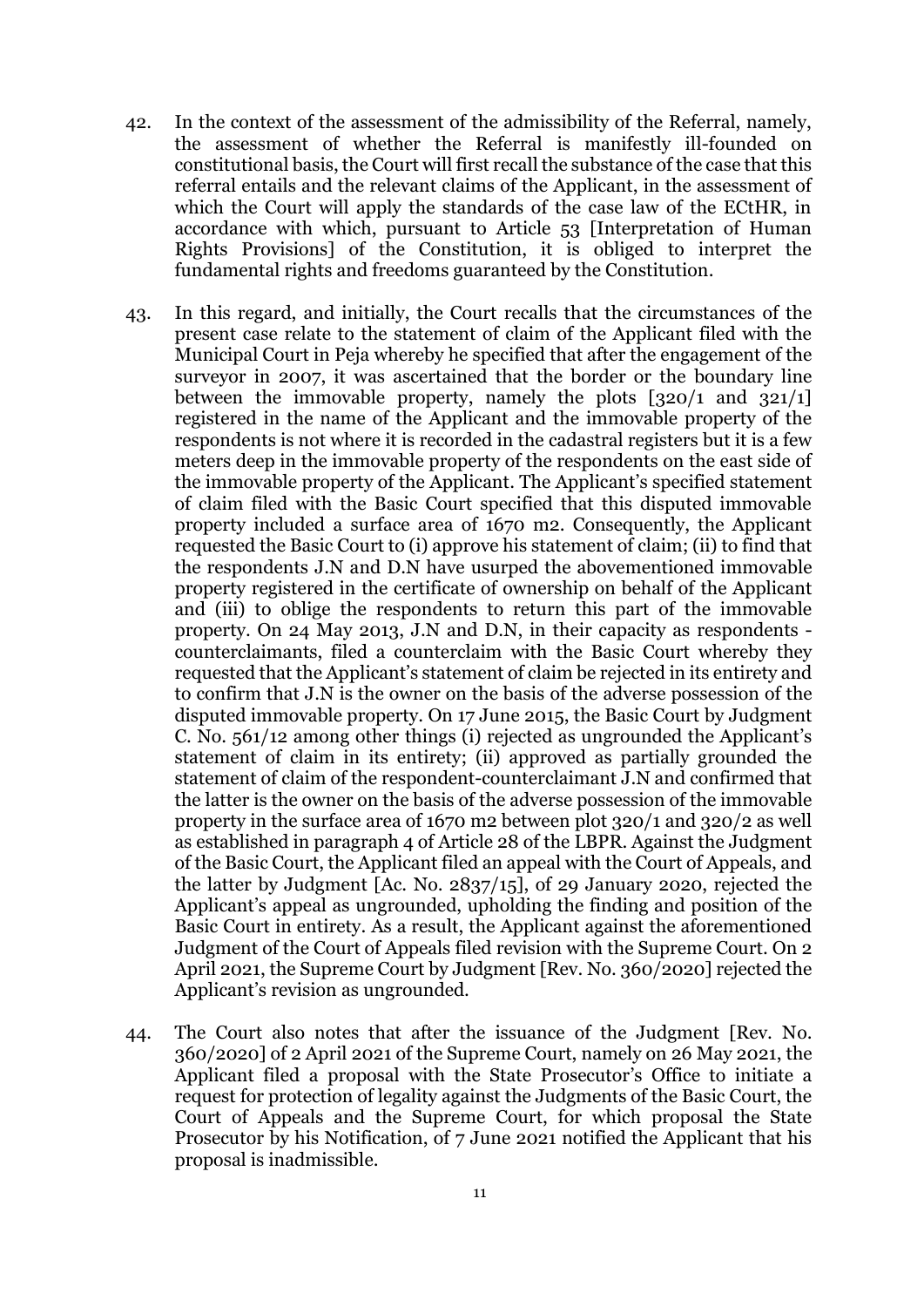42. In the context of the assessment of the admissibility of the Referral, namely, the assessment of whether the Referral is manifestly ill-founded on constitutional basis, the Court will first recall the substance of the case that this referral entails and the relevant claims of the Applicant, in the assessment of which the Court will apply the standards of the case law of the ECtHR, in accordance with which, pursuant to Article 53 [Interpretation of Human Rights Provisions] of the Constitution, it is obliged to interpret the fundamental rights and freedoms guaranteed by the Constitution.

43. In this regard, and initially, the Court recalls that the circumstances of the present case relate to the statement of claim of the Applicant filed with the Municipal Court in Peja whereby he specified that after the engagement of the surveyor in 2007, it was ascertained that the border or the boundary line between the immovable property, namely the plots [320/1 and 321/1] registered in the name of the Applicant and the immovable property of the respondents is not where it is recorded in the cadastral registers but it is a few meters deep in the immovable property of the respondents on the east side of the immovable property of the Applicant. The Applicant's specified statement of claim filed with the Basic Court specified that this disputed immovable property included a surface area of 1670 m2. Consequently, the Applicant requested the Basic Court to (i) approve his statement of claim; (ii) to find that the respondents J.N and D.N have usurped the abovementioned immovable property registered in the certificate of ownership on behalf of the Applicant and (iii) to oblige the respondents to return this part of the immovable property. On 24 May 2013, J.N and D.N, in their capacity as respondents - counterclaimants, filed a counterclaim with the Basic Court whereby they requested that the Applicant's statement of claim be rejected in its entirety and to confirm that J.N is the owner on the basis of the adverse possession of the disputed immovable property. On 17 June 2015, the Basic Court by Judgment C. No. 561/12 among other things (i) rejected as ungrounded the Applicant's statement of claim in its entirety; (ii) approved as partially grounded the statement of claim of the respondent-counterclaimant J.N and confirmed that the latter is the owner on the basis of the adverse possession of the immovable property in the surface area of 1670 m2 between plot 320/1 and 320/2 as well as established in paragraph 4 of Article 28 of the LBPR. Against the Judgment of the Basic Court, the Applicant filed an appeal with the Court of Appeals, and the latter by Judgment [Ac. No. 2837/15], of 29 January 2020, rejected the Applicant's appeal as ungrounded, upholding the finding and position of the Basic Court in entirety. As a result, the Applicant against the aforementioned Judgment of the Court of Appeals filed revision with the Supreme Court. On 2 April 2021, the Supreme Court by Judgment [Rev. No. 360/2020] rejected the Applicant's revision as ungrounded.

44. The Court also notes that after the issuance of the Judgment [Rev. No. 360/2020] of 2 April 2021 of the Supreme Court, namely on 26 May 2021, the Applicant filed a proposal with the State Prosecutor's Office to initiate a request for protection of legality against the Judgments of the Basic Court, the Court of Appeals and the Supreme Court, for which proposal the State Prosecutor by his Notification, of 7 June 2021 notified the Applicant that his proposal is inadmissible.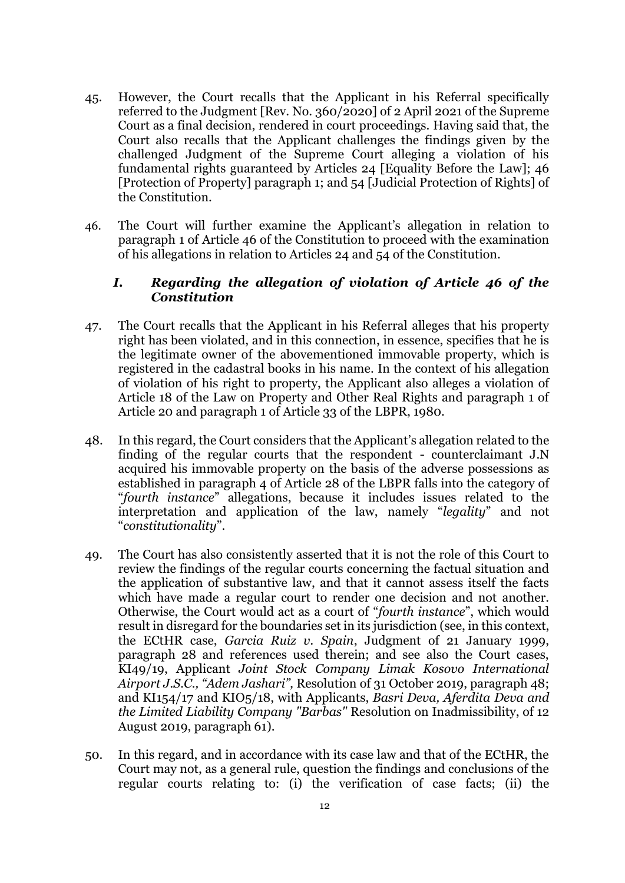45. However, the Court recalls that the Applicant in his Referral specifically referred to the Judgment [Rev. No. 360/2020] of 2 April 2021 of the Supreme Court as a final decision, rendered in court proceedings. Having said that, the Court also recalls that the Applicant challenges the findings given by the challenged Judgment of the Supreme Court alleging a violation of his fundamental rights guaranteed by Articles 24 [Equality Before the Law]; 46 [Protection of Property] paragraph 1; and 54 [Judicial Protection of Rights] of the Constitution.

46. The Court will further examine the Applicant's allegation in relation to paragraph 1 of Article 46 of the Constitution to proceed with the examination of his allegations in relation to Articles 24 and 54 of the Constitution.

### *I. Regarding the allegation of violation of Article 46 of the Constitution*

47. The Court recalls that the Applicant in his Referral alleges that his property right has been violated, and in this connection, in essence, specifies that he is the legitimate owner of the abovementioned immovable property, which is registered in the cadastral books in his name. In the context of his allegation of violation of his right to property, the Applicant also alleges a violation of Article 18 of the Law on Property and Other Real Rights and paragraph 1 of Article 20 and paragraph 1 of Article 33 of the LBPR, 1980.

48. In this regard, the Court considers that the Applicant's allegation related to the finding of the regular courts that the respondent - counterclaimant J.N acquired his immovable property on the basis of the adverse possessions as established in paragraph 4 of Article 28 of the LBPR falls into the category of "*fourth instance*" allegations, because it includes issues related to the interpretation and application of the law, namely "*legality*" and not "*constitutionality*".

49. The Court has also consistently asserted that it is not the role of this Court to review the findings of the regular courts concerning the factual situation and the application of substantive law, and that it cannot assess itself the facts which have made a regular court to render one decision and not another. Otherwise, the Court would act as a court of "*fourth instance*", which would result in disregard for the boundaries set in its jurisdiction (see, in this context, the ECtHR case, *Garcia Ruiz v. Spain*, Judgment of 21 January 1999, paragraph 28 and references used therein; and see also the Court cases, KI49/19, Applicant *Joint Stock Company Limak Kosovo International Airport J.S.C., "Adem Jashari",* Resolution of 31 October 2019, paragraph 48; and KI154/17 and KI05/18, with Applicants, *Basri Deva, Aferdita Deva and the Limited Liability Company "Barbas"* Resolution on Inadmissibility, of 12 August 2019, paragraph 61).

50. In this regard, and in accordance with its case law and that of the ECtHR, the Court may not, as a general rule, question the findings and conclusions of the regular courts relating to: (i) the verification of case facts; (ii) the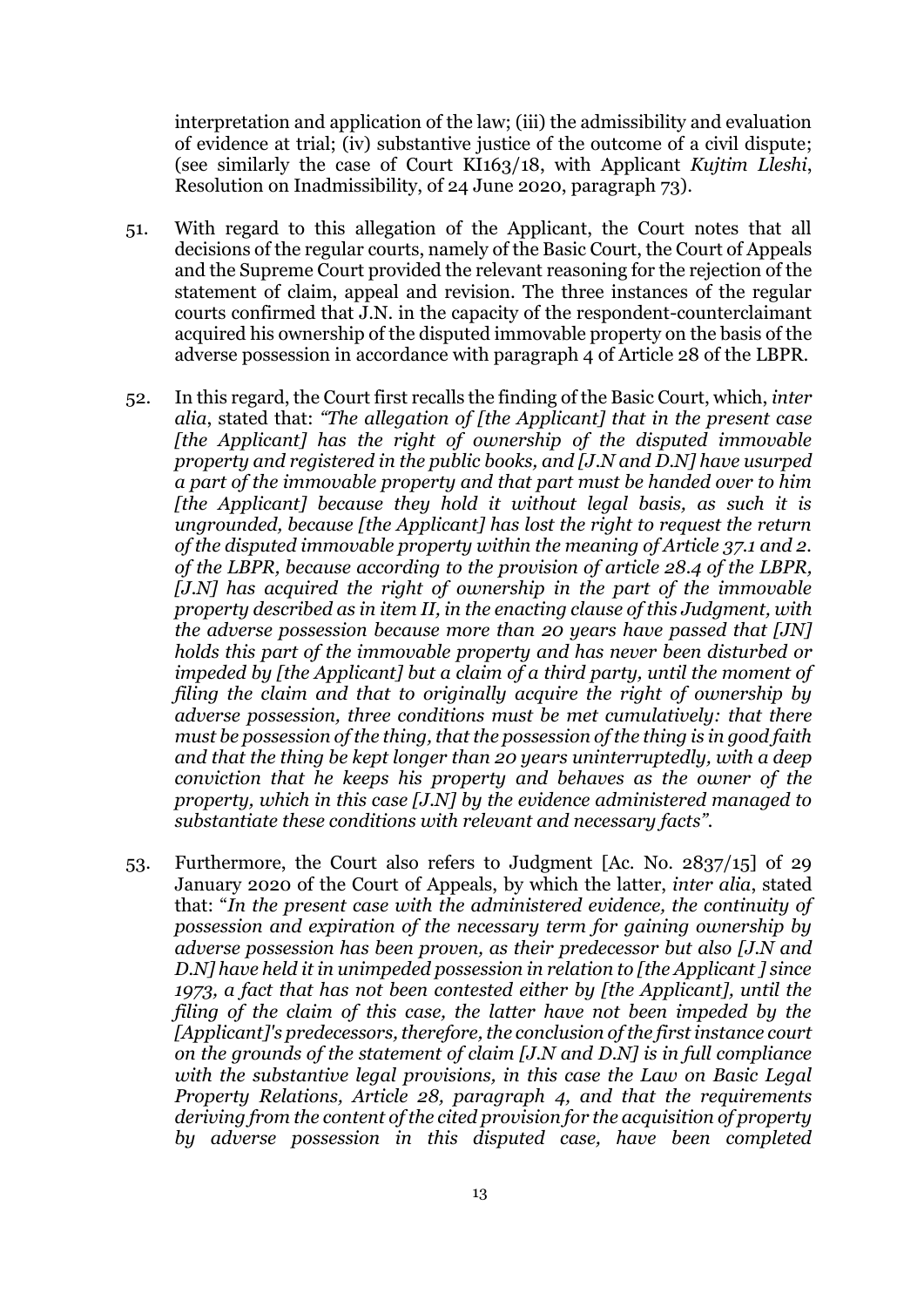interpretation and application of the law; (iii) the admissibility and evaluation of evidence at trial; (iv) substantive justice of the outcome of a civil dispute; (see similarly the case of Court KI163/18, with Applicant *Kujtim Lleshi*, Resolution on Inadmissibility, of 24 June 2020, paragraph 73).

51. With regard to this allegation of the Applicant, the Court notes that all decisions of the regular courts, namely of the Basic Court, the Court of Appeals and the Supreme Court provided the relevant reasoning for the rejection of the statement of claim, appeal and revision. The three instances of the regular courts confirmed that J.N. in the capacity of the respondent-counterclaimant acquired his ownership of the disputed immovable property on the basis of the adverse possession in accordance with paragraph 4 of Article 28 of the LBPR.

52. In this regard, the Court first recalls the finding of the Basic Court, which, *inter alia*, stated that: *"The allegation of [the Applicant] that in the present case [the Applicant] has the right of ownership of the disputed immovable property and registered in the public books, and [J.N and D.N] have usurped a part of the immovable property and that part must be handed over to him [the Applicant] because they hold it without legal basis, as such it is ungrounded, because [the Applicant] has lost the right to request the return of the disputed immovable property within the meaning of Article 37.1 and 2. of the LBPR, because according to the provision of article 28.4 of the LBPR, [J.N] has acquired the right of ownership in the part of the immovable property described as in item II, in the enacting clause of this Judgment, with the adverse possession because more than 20 years have passed that [JN] holds this part of the immovable property and has never been disturbed or impeded by [the Applicant] but a claim of a third party, until the moment of filing the claim and that to originally acquire the right of ownership by adverse possession, three conditions must be met cumulatively: that there must be possession of the thing, that the possession of the thing is in good faith and that the thing be kept longer than 20 years uninterruptedly, with a deep conviction that he keeps his property and behaves as the owner of the property, which in this case [J.N] by the evidence administered managed to substantiate these conditions with relevant and necessary facts"*.

53. Furthermore, the Court also refers to Judgment [Ac. No. 2837/15] of 29 January 2020 of the Court of Appeals, by which the latter, *inter alia*, stated that: "*In the present case with the administered evidence, the continuity of possession and expiration of the necessary term for gaining ownership by adverse possession has been proven, as their predecessor but also [J.N and D.N] have held it in unimpeded possession in relation to [the Applicant ] since 1973, a fact that has not been contested either by [the Applicant], until the filing of the claim of this case, the latter have not been impeded by the [Applicant]'s predecessors, therefore, the conclusion of the first instance court on the grounds of the statement of claim [J.N and D.N] is in full compliance with the substantive legal provisions, in this case the Law on Basic Legal Property Relations, Article 28, paragraph 4, and that the requirements deriving from the content of the cited provision for the acquisition of property by adverse possession in this disputed case, have been completed*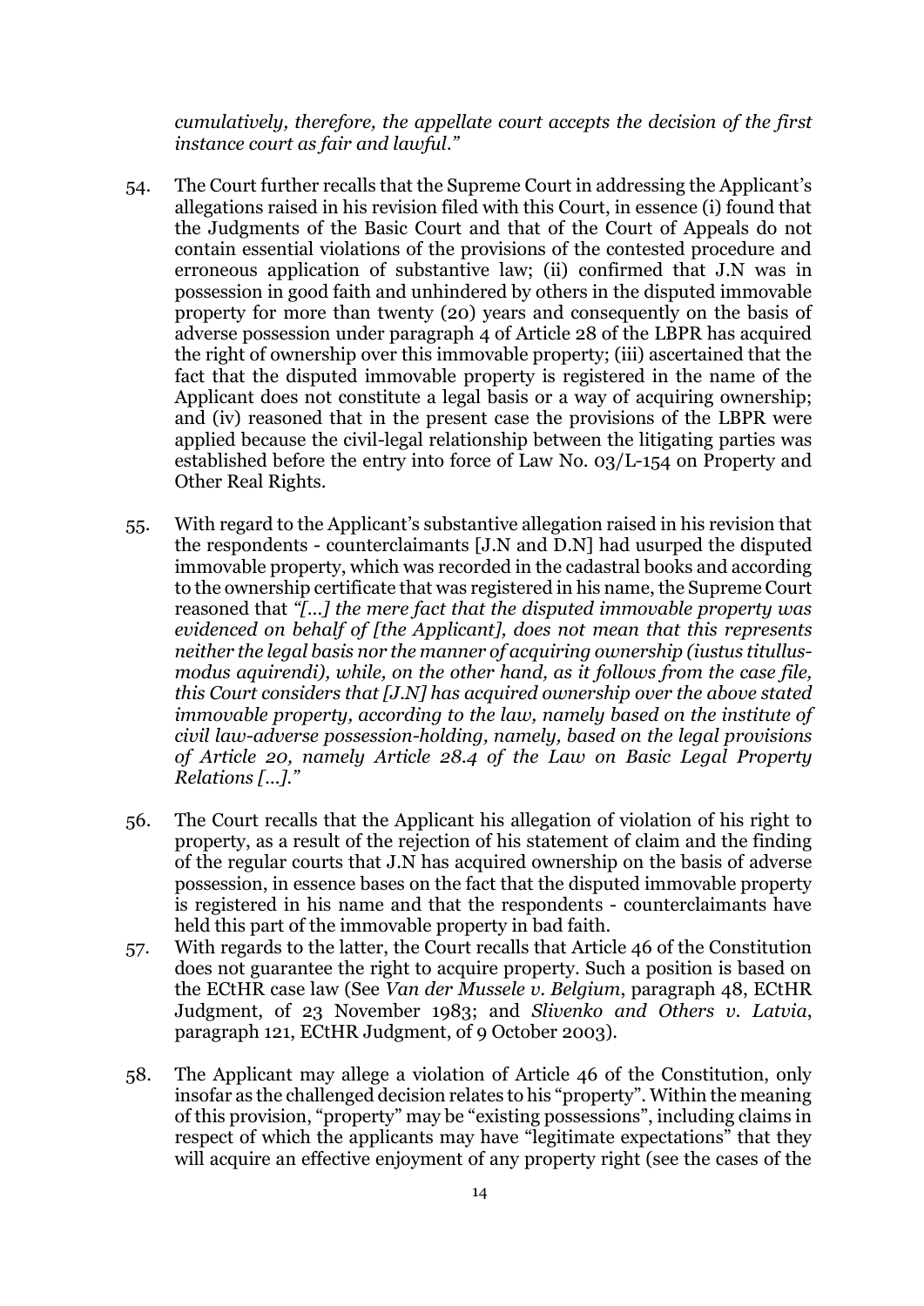*cumulatively, therefore, the appellate court accepts the decision of the first instance court as fair and lawful."*

54. The Court further recalls that the Supreme Court in addressing the Applicant's allegations raised in his revision filed with this Court, in essence (i) found that the Judgments of the Basic Court and that of the Court of Appeals do not contain essential violations of the provisions of the contested procedure and erroneous application of substantive law; (ii) confirmed that J.N was in possession in good faith and unhindered by others in the disputed immovable property for more than twenty (20) years and consequently on the basis of adverse possession under paragraph 4 of Article 28 of the LBPR has acquired the right of ownership over this immovable property; (iii) ascertained that the fact that the disputed immovable property is registered in the name of the Applicant does not constitute a legal basis or a way of acquiring ownership; and (iv) reasoned that in the present case the provisions of the LBPR were applied because the civil-legal relationship between the litigating parties was established before the entry into force of Law No. 03/L-154 on Property and Other Real Rights.

55. With regard to the Applicant's substantive allegation raised in his revision that the respondents - counterclaimants [J.N and D.N] had usurped the disputed immovable property, which was recorded in the cadastral books and according to the ownership certificate that was registered in his name, the Supreme Court reasoned that *"[...] the mere fact that the disputed immovable property was evidenced on behalf of [the Applicant], does not mean that this represents neither the legal basis nor the manner of acquiring ownership (iustus titullus-modus aquirendi), while, on the other hand, as it follows from the case file, this Court considers that [J.N] has acquired ownership over the above stated immovable property, according to the law, namely based on the institute of civil law-adverse possession-holding, namely, based on the legal provisions of Article 20, namely Article 28.4 of the Law on Basic Legal Property Relations [...]."*

56. The Court recalls that the Applicant his allegation of violation of his right to property, as a result of the rejection of his statement of claim and the finding of the regular courts that J.N has acquired ownership on the basis of adverse possession, in essence bases on the fact that the disputed immovable property is registered in his name and that the respondents - counterclaimants have held this part of the immovable property in bad faith.

57. With regards to the latter, the Court recalls that Article 46 of the Constitution does not guarantee the right to acquire property. Such a position is based on the ECtHR case law (See *Van der Mussele v. Belgium*, paragraph 48, ECtHR Judgment, of 23 November 1983; and *Slivenko and Others v. Latvia*, paragraph 121, ECtHR Judgment, of 9 October 2003).

58. The Applicant may allege a violation of Article 46 of the Constitution, only insofar as the challenged decision relates to his "property". Within the meaning of this provision, "property" may be "existing possessions", including claims in respect of which the applicants may have "legitimate expectations" that they will acquire an effective enjoyment of any property right (see the cases of the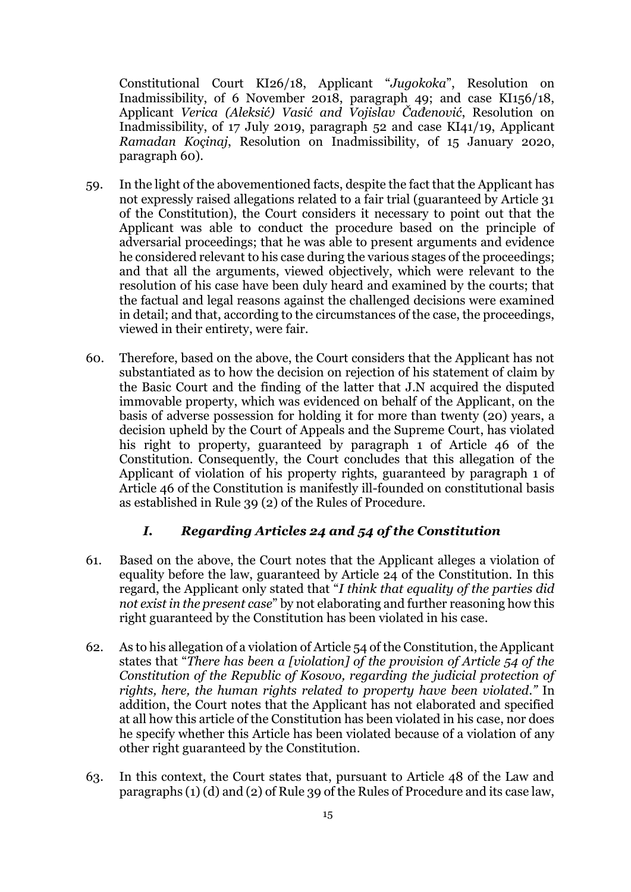Constitutional Court KI26/18, Applicant "*Jugokoka*", Resolution on Inadmissibility, of 6 November 2018, paragraph 49; and case KI156/18, Applicant *Verica (Aleksić) Vasić and Vojislav Čađenović*, Resolution on Inadmissibility, of 17 July 2019, paragraph 52 and case KI41/19, Applicant *Ramadan Koçinaj*, Resolution on Inadmissibility, of 15 January 2020, paragraph 60).

59. In the light of the abovementioned facts, despite the fact that the Applicant has not expressly raised allegations related to a fair trial (guaranteed by Article 31 of the Constitution), the Court considers it necessary to point out that the Applicant was able to conduct the procedure based on the principle of adversarial proceedings; that he was able to present arguments and evidence he considered relevant to his case during the various stages of the proceedings; and that all the arguments, viewed objectively, which were relevant to the resolution of his case have been duly heard and examined by the courts; that the factual and legal reasons against the challenged decisions were examined in detail; and that, according to the circumstances of the case, the proceedings, viewed in their entirety, were fair.

60. Therefore, based on the above, the Court considers that the Applicant has not substantiated as to how the decision on rejection of his statement of claim by the Basic Court and the finding of the latter that J.N acquired the disputed immovable property, which was evidenced on behalf of the Applicant, on the basis of adverse possession for holding it for more than twenty (20) years, a decision upheld by the Court of Appeals and the Supreme Court, has violated his right to property, guaranteed by paragraph 1 of Article 46 of the Constitution. Consequently, the Court concludes that this allegation of the Applicant of violation of his property rights, guaranteed by paragraph 1 of Article 46 of the Constitution is manifestly ill-founded on constitutional basis as established in Rule 39 (2) of the Rules of Procedure.

### *I. Regarding Articles 24 and 54 of the Constitution*

61. Based on the above, the Court notes that the Applicant alleges a violation of equality before the law, guaranteed by Article 24 of the Constitution. In this regard, the Applicant only stated that "*I think that equality of the parties did not exist in the present case*" by not elaborating and further reasoning how this right guaranteed by the Constitution has been violated in his case.

62. As to his allegation of a violation of Article 54 of the Constitution, the Applicant states that "*There has been a [violation] of the provision of Article 54 of the Constitution of the Republic of Kosovo, regarding the judicial protection of rights, here, the human rights related to property have been violated.*" In addition, the Court notes that the Applicant has not elaborated and specified at all how this article of the Constitution has been violated in his case, nor does he specify whether this Article has been violated because of a violation of any other right guaranteed by the Constitution.

63. In this context, the Court states that, pursuant to Article 48 of the Law and paragraphs (1) (d) and (2) of Rule 39 of the Rules of Procedure and its case law,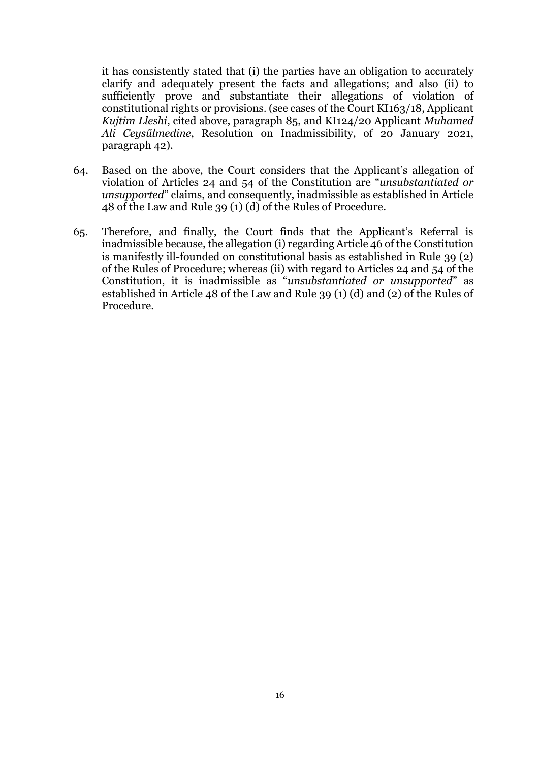it has consistently stated that (i) the parties have an obligation to accurately clarify and adequately present the facts and allegations; and also (ii) to sufficiently prove and substantiate their allegations of violation of constitutional rights or provisions. (see cases of the Court KI163/18, Applicant *Kujtim Lleshi*, cited above, paragraph 85, and KI124/20 Applicant *Muhamed Ali Ceysűlmedine*, Resolution on Inadmissibility, of 20 January 2021, paragraph 42).

64. Based on the above, the Court considers that the Applicant's allegation of violation of Articles 24 and 54 of the Constitution are "*unsubstantiated or unsupported*" claims, and consequently, inadmissible as established in Article 48 of the Law and Rule 39 (1) (d) of the Rules of Procedure.

65. Therefore, and finally, the Court finds that the Applicant's Referral is inadmissible because, the allegation (i) regarding Article 46 of the Constitution is manifestly ill-founded on constitutional basis as established in Rule 39 (2) of the Rules of Procedure; whereas (ii) with regard to Articles 24 and 54 of the Constitution, it is inadmissible as "*unsubstantiated or unsupported*" as established in Article 48 of the Law and Rule 39 (1) (d) and (2) of the Rules of Procedure.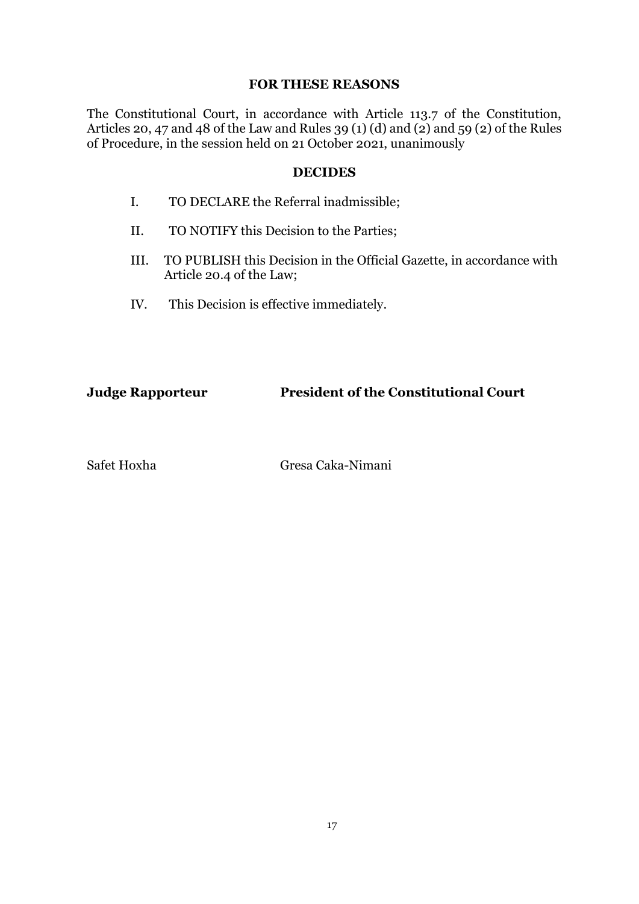**FOR THESE REASONS**

The Constitutional Court, in accordance with Article 113.7 of the Constitution, Articles 20, 47 and 48 of the Law and Rules 39 (1) (d) and (2) and 59 (2) of the Rules of Procedure, in the session held on 21 October 2021, unanimously

**DECIDES**

I. TO DECLARE the Referral inadmissible;

II. TO NOTIFY this Decision to the Parties;

III. TO PUBLISH this Decision in the Official Gazette, in accordance with Article 20.4 of the Law;

IV. This Decision is effective immediately.

| **Judge Rapporteur** | **President of the Constitutional Court** |
|---|---|
| Safet Hoxha | Gresa Caka-Nimani |